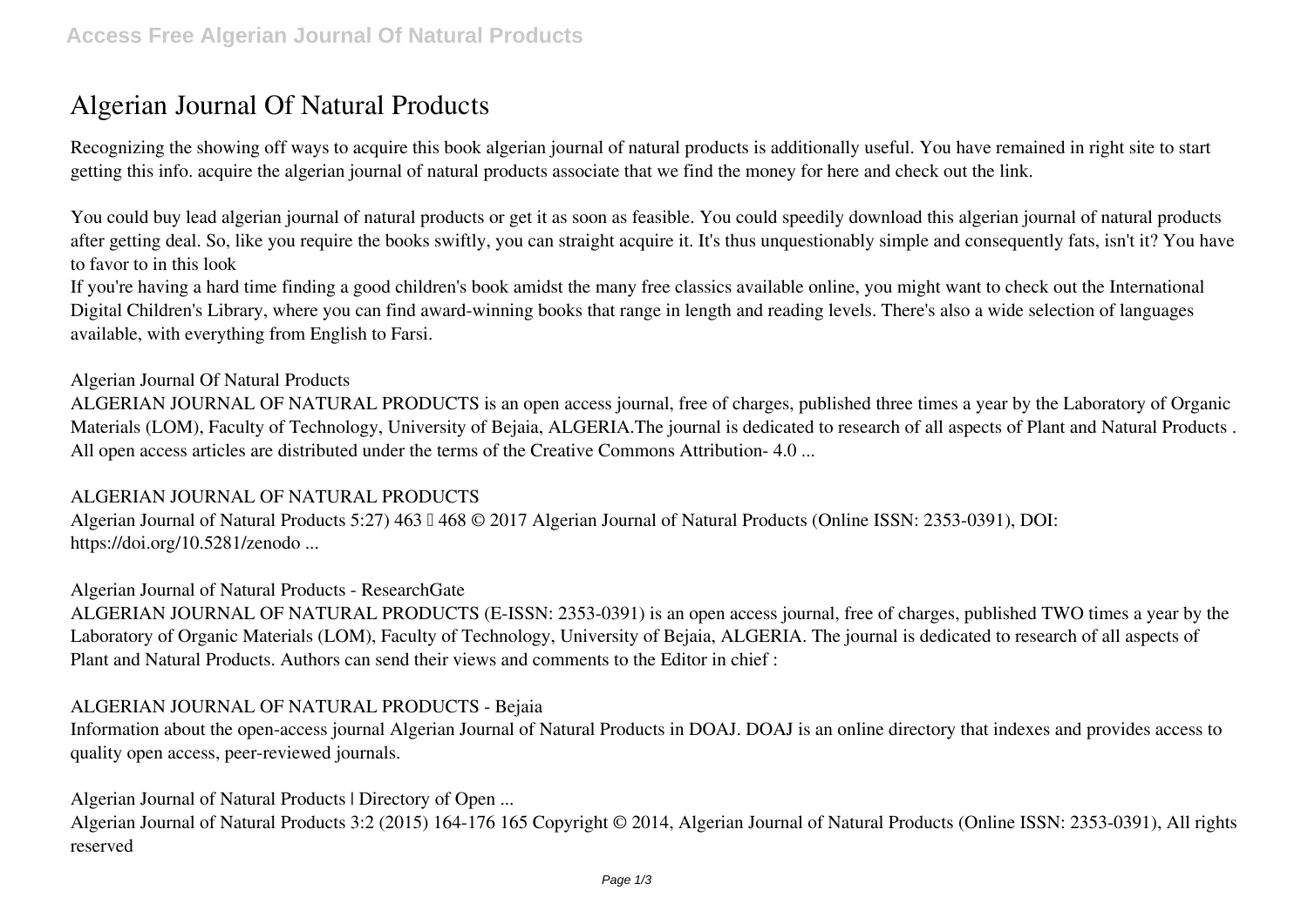# Algerian Journal Of Natural Products

Recognizing the showing off ways to acquire this book algerian journal of natural products is additionally useful. You have remained in right site to start getting this info. acquire the algerian journal of natural products associate that we find the money for here and check out the link.

You could buy lead algerian journal of natural products or get it as soon as feasible. You could speedily download this algerian journal of natural products after getting deal. So, like you require the books swiftly, you can straight acquire it. It's thus unquestionably simple and consequently fats, isn't it? You have to favor to in this look

If you're having a hard time finding a good children's book amidst the many free classics available online, you might want to check out the International Digital Children's Library, where you can find award-winning books that range in length and reading levels. There's also a wide selection of languages available, with everything from English to Farsi.

## Algerian Journal Of Natural Products

ALGERIAN JOURNAL OF NATURAL PRODUCTS is an open access journal, free of charges, published three times a year by the Laboratory of Organic Materials (LOM), Faculty of Technology, University of Bejaia, ALGERIA.The journal is dedicated to research of all aspects of Plant and Natural Products . All open access articles are distributed under the terms of the Creative Commons Attribution- 4.0 ...

## ALGERIAN JOURNAL OF NATURAL PRODUCTS

Algerian Journal of Natural Products 5:27) 463 – 468 © 2017 Algerian Journal of Natural Products (Online ISSN: 2353-0391), DOI: https://doi.org/10.5281/zenodo ...

## Algerian Journal of Natural Products - ResearchGate

ALGERIAN JOURNAL OF NATURAL PRODUCTS (E-ISSN: 2353-0391) is an open access journal, free of charges, published TWO times a year by the Laboratory of Organic Materials (LOM), Faculty of Technology, University of Bejaia, ALGERIA. The journal is dedicated to research of all aspects of Plant and Natural Products. Authors can send their views and comments to the Editor in chief :

## ALGERIAN JOURNAL OF NATURAL PRODUCTS - Bejaia

Information about the open-access journal Algerian Journal of Natural Products in DOAJ. DOAJ is an online directory that indexes and provides access to quality open access, peer-reviewed journals.

## Algerian Journal of Natural Products | Directory of Open ...

Algerian Journal of Natural Products 3:2 (2015) 164-176 165 Copyright © 2014, Algerian Journal of Natural Products (Online ISSN: 2353-0391), All rights reserved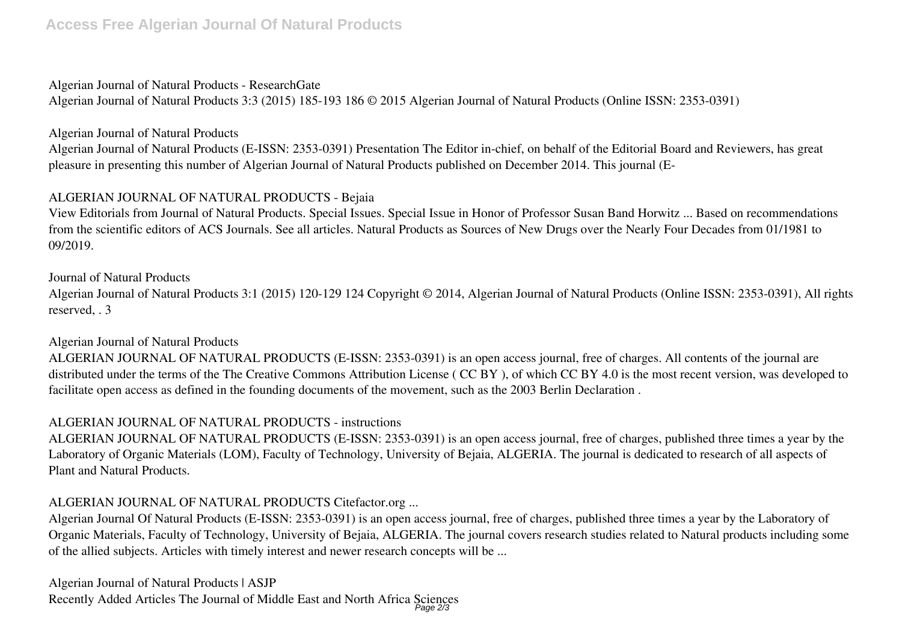**Algerian Journal of Natural Products - ResearchGate**

Algerian Journal of Natural Products 3:3 (2015) 185-193 186 © 2015 Algerian Journal of Natural Products (Online ISSN: 2353-0391)

**Algerian Journal of Natural Products**

Algerian Journal of Natural Products (E-ISSN: 2353-0391) Presentation The Editor in-chief, on behalf of the Editorial Board and Reviewers, has great pleasure in presenting this number of Algerian Journal of Natural Products published on December 2014. This journal (E-

**ALGERIAN JOURNAL OF NATURAL PRODUCTS - Bejaia**

View Editorials from Journal of Natural Products. Special Issues. Special Issue in Honor of Professor Susan Band Horwitz ... Based on recommendations from the scientific editors of ACS Journals. See all articles. Natural Products as Sources of New Drugs over the Nearly Four Decades from 01/1981 to 09/2019.

**Journal of Natural Products**

Algerian Journal of Natural Products 3:1 (2015) 120-129 124 Copyright © 2014, Algerian Journal of Natural Products (Online ISSN: 2353-0391), All rights reserved, . 3

**Algerian Journal of Natural Products**

ALGERIAN JOURNAL OF NATURAL PRODUCTS (E-ISSN: 2353-0391) is an open access journal, free of charges. All contents of the journal are distributed under the terms of the The Creative Commons Attribution License ( CC BY ), of which CC BY 4.0 is the most recent version, was developed to facilitate open access as defined in the founding documents of the movement, such as the 2003 Berlin Declaration .

**ALGERIAN JOURNAL OF NATURAL PRODUCTS - instructions**

ALGERIAN JOURNAL OF NATURAL PRODUCTS (E-ISSN: 2353-0391) is an open access journal, free of charges, published three times a year by the Laboratory of Organic Materials (LOM), Faculty of Technology, University of Bejaia, ALGERIA. The journal is dedicated to research of all aspects of Plant and Natural Products.

**ALGERIAN JOURNAL OF NATURAL PRODUCTS Citefactor.org ...**

Algerian Journal Of Natural Products (E-ISSN: 2353-0391) is an open access journal, free of charges, published three times a year by the Laboratory of Organic Materials, Faculty of Technology, University of Bejaia, ALGERIA. The journal covers research studies related to Natural products including some of the allied subjects. Articles with timely interest and newer research concepts will be ...

**Algerian Journal of Natural Products | ASJP**

Recently Added Articles The Journal of Middle East and North Africa Sciences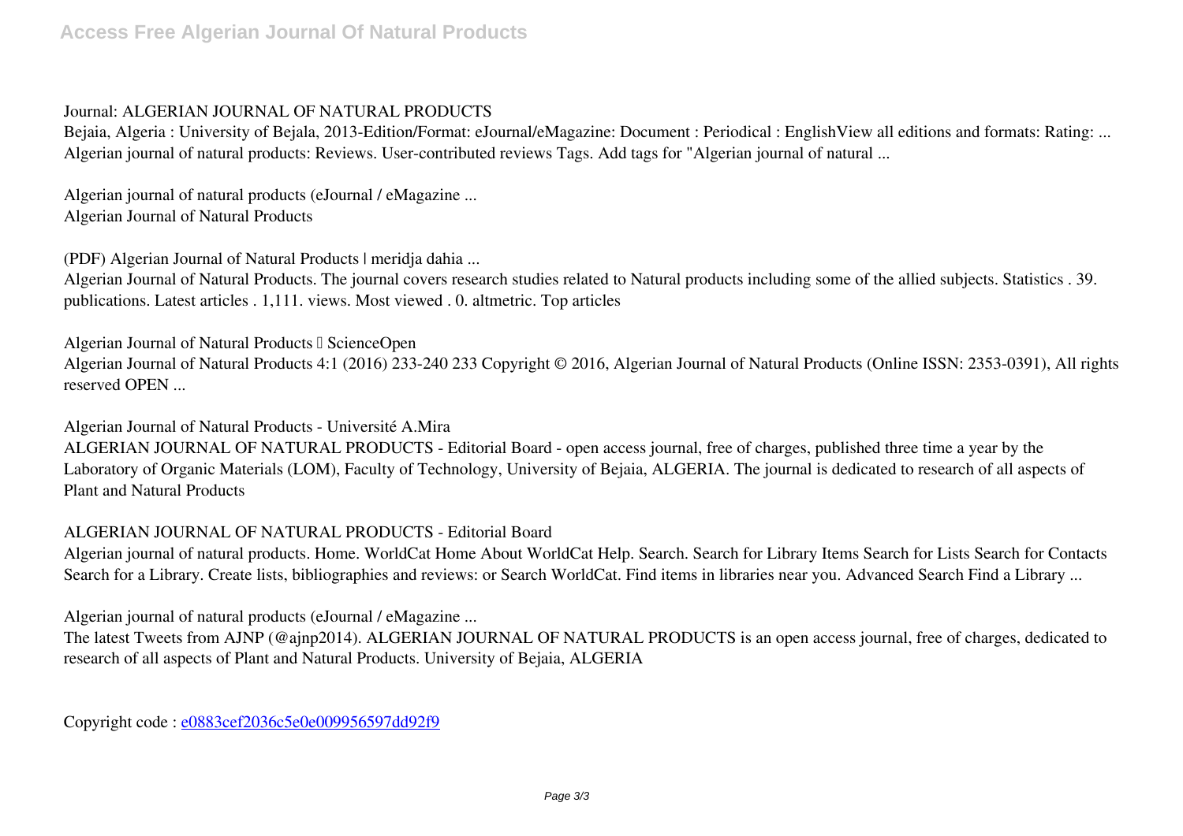Journal: ALGERIAN JOURNAL OF NATURAL PRODUCTS

Bejaia, Algeria : University of Bejala, 2013-Edition/Format: eJournal/eMagazine: Document : Periodical : EnglishView all editions and formats: Rating: ... Algerian journal of natural products: Reviews. User-contributed reviews Tags. Add tags for "Algerian journal of natural ...

Algerian journal of natural products (eJournal / eMagazine ...

Algerian Journal of Natural Products

(PDF) Algerian Journal of Natural Products | meridja dahia ...

Algerian Journal of Natural Products. The journal covers research studies related to Natural products including some of the allied subjects. Statistics . 39. publications. Latest articles . 1,111. views. Most viewed . 0. altmetric. Top articles

Algerian Journal of Natural Products – ScienceOpen

Algerian Journal of Natural Products 4:1 (2016) 233-240 233 Copyright © 2016, Algerian Journal of Natural Products (Online ISSN: 2353-0391), All rights reserved OPEN ...

Algerian Journal of Natural Products - Université A.Mira

ALGERIAN JOURNAL OF NATURAL PRODUCTS - Editorial Board - open access journal, free of charges, published three time a year by the Laboratory of Organic Materials (LOM), Faculty of Technology, University of Bejaia, ALGERIA. The journal is dedicated to research of all aspects of Plant and Natural Products

ALGERIAN JOURNAL OF NATURAL PRODUCTS - Editorial Board

Algerian journal of natural products. Home. WorldCat Home About WorldCat Help. Search. Search for Library Items Search for Lists Search for Contacts Search for a Library. Create lists, bibliographies and reviews: or Search WorldCat. Find items in libraries near you. Advanced Search Find a Library ...

Algerian journal of natural products (eJournal / eMagazine ...

The latest Tweets from AJNP (@ajnp2014). ALGERIAN JOURNAL OF NATURAL PRODUCTS is an open access journal, free of charges, dedicated to research of all aspects of Plant and Natural Products. University of Bejaia, ALGERIA

Copyright code : e0883cef2036c5e0e009956597dd92f9